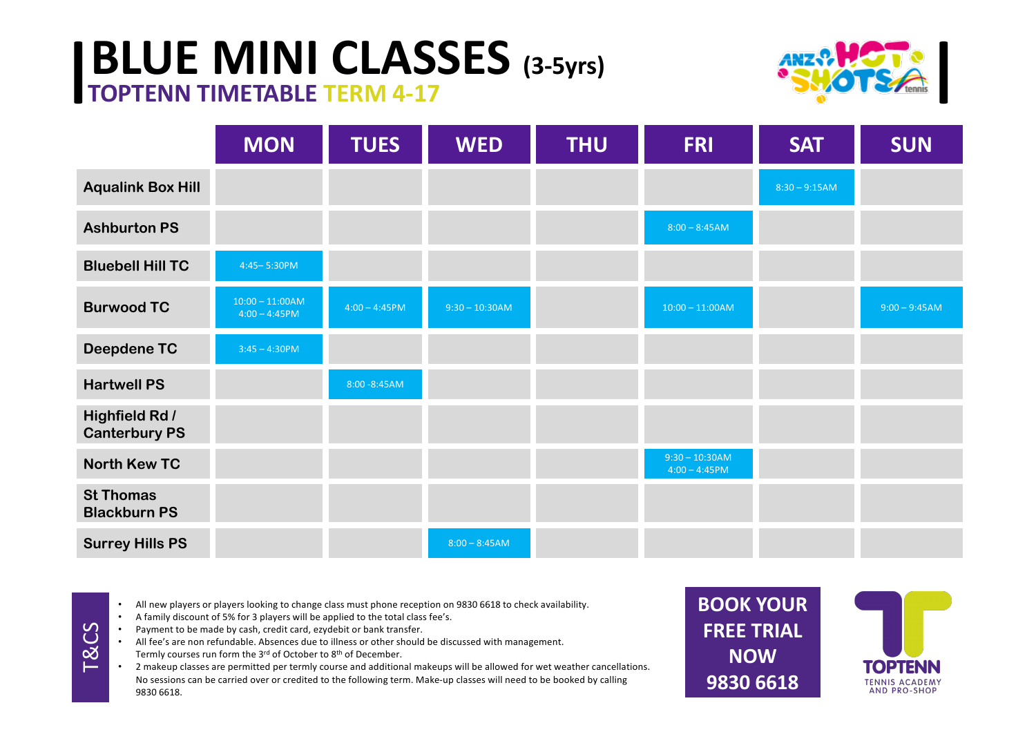# BLUE MINI CLASSES (3-5yrs)

## TOPTENN TIMETABLE TERM 4-17

| | MON | TUES | WED | THU | FRI | SAT | SUN |
|---|---|---|---|---|---|---|---|
| Aqualink Box Hill | | | | | | 8:30 – 9:15AM | |
| Ashburton PS | | | | | 8:00 – 8:45AM | | |
| Bluebell Hill TC | 4:45– 5:30PM | | | | | | |
| Burwood TC | 10:00 – 11:00AM<br>4:00 – 4:45PM | 4:00 – 4:45PM | 9:30 – 10:30AM | | 10:00 – 11:00AM | | 9:00 – 9:45AM |
| Deepdene TC | 3:45 – 4:30PM | | | | | | |
| Hartwell PS | | 8:00 -8:45AM | | | | | |
| Highfield Rd / Canterbury PS | | | | | | | |
| North Kew TC | | | | | 9:30 – 10:30AM<br>4:00 – 4:45PM | | |
| St Thomas Blackburn PS | | | | | | | |
| Surrey Hills PS | | | 8:00 – 8:45AM | | | | |

### T&CS

- All new players or players looking to change class must phone reception on 9830 6618 to check availability.
- A family discount of 5% for 3 players will be applied to the total class fee's.
- Payment to be made by cash, credit card, ezydebit or bank transfer.
- All fee's are non refundable. Absences due to illness or other should be discussed with management. Termly courses run form the 3rd of October to 8th of December.
- 2 makeup classes are permitted per termly course and additional makeups will be allowed for wet weather cancellations. No sessions can be carried over or credited to the following term. Make-up classes will need to be booked by calling 9830 6618.

**BOOK YOUR FREE TRIAL NOW 9830 6618**

TOPTENN TENNIS ACADEMY AND PRO-SHOP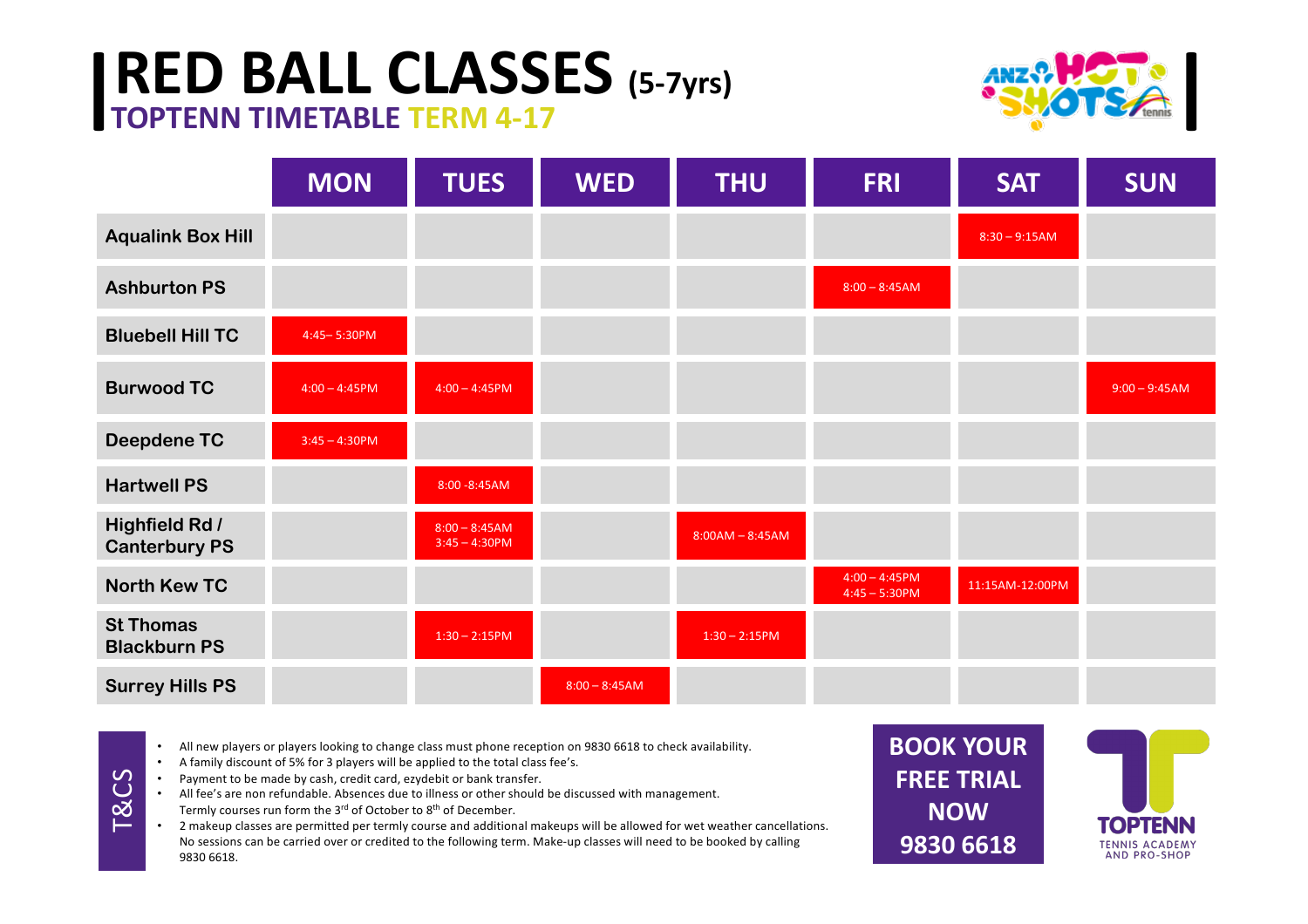# RED BALL CLASSES (5-7yrs)

## TOPTENN TIMETABLE TERM 4-17

ANZ HOT SHOTS tennis

| | MON | TUES | WED | THU | FRI | SAT | SUN |
|---|---|---|---|---|---|---|---|
| Aqualink Box Hill | | | | | | 8:30 – 9:15AM | |
| Ashburton PS | | | | | 8:00 – 8:45AM | | |
| Bluebell Hill TC | 4:45– 5:30PM | | | | | | |
| Burwood TC | 4:00 – 4:45PM | 4:00 – 4:45PM | | | | | 9:00 – 9:45AM |
| Deepdene TC | 3:45 – 4:30PM | | | | | | |
| Hartwell PS | | 8:00 -8:45AM | | | | | |
| Highfield Rd / Canterbury PS | | 8:00 – 8:45AM<br>3:45 – 4:30PM | | 8:00AM – 8:45AM | | | |
| North Kew TC | | | | | 4:00 – 4:45PM<br>4:45 – 5:30PM | 11:15AM-12:00PM | |
| St Thomas Blackburn PS | | 1:30 – 2:15PM | | 1:30 – 2:15PM | | | |
| Surrey Hills PS | | | 8:00 – 8:45AM | | | | |

**T&CS**

- All new players or players looking to change class must phone reception on 9830 6618 to check availability.
- A family discount of 5% for 3 players will be applied to the total class fee's.
- Payment to be made by cash, credit card, ezydebit or bank transfer.
- All fee's are non refundable. Absences due to illness or other should be discussed with management. Termly courses run form the 3rd of October to 8th of December.
- 2 makeup classes are permitted per termly course and additional makeups will be allowed for wet weather cancellations. No sessions can be carried over or credited to the following term. Make-up classes will need to be booked by calling 9830 6618.

**BOOK YOUR FREE TRIAL NOW 9830 6618**

TOPTENN TENNIS ACADEMY AND PRO-SHOP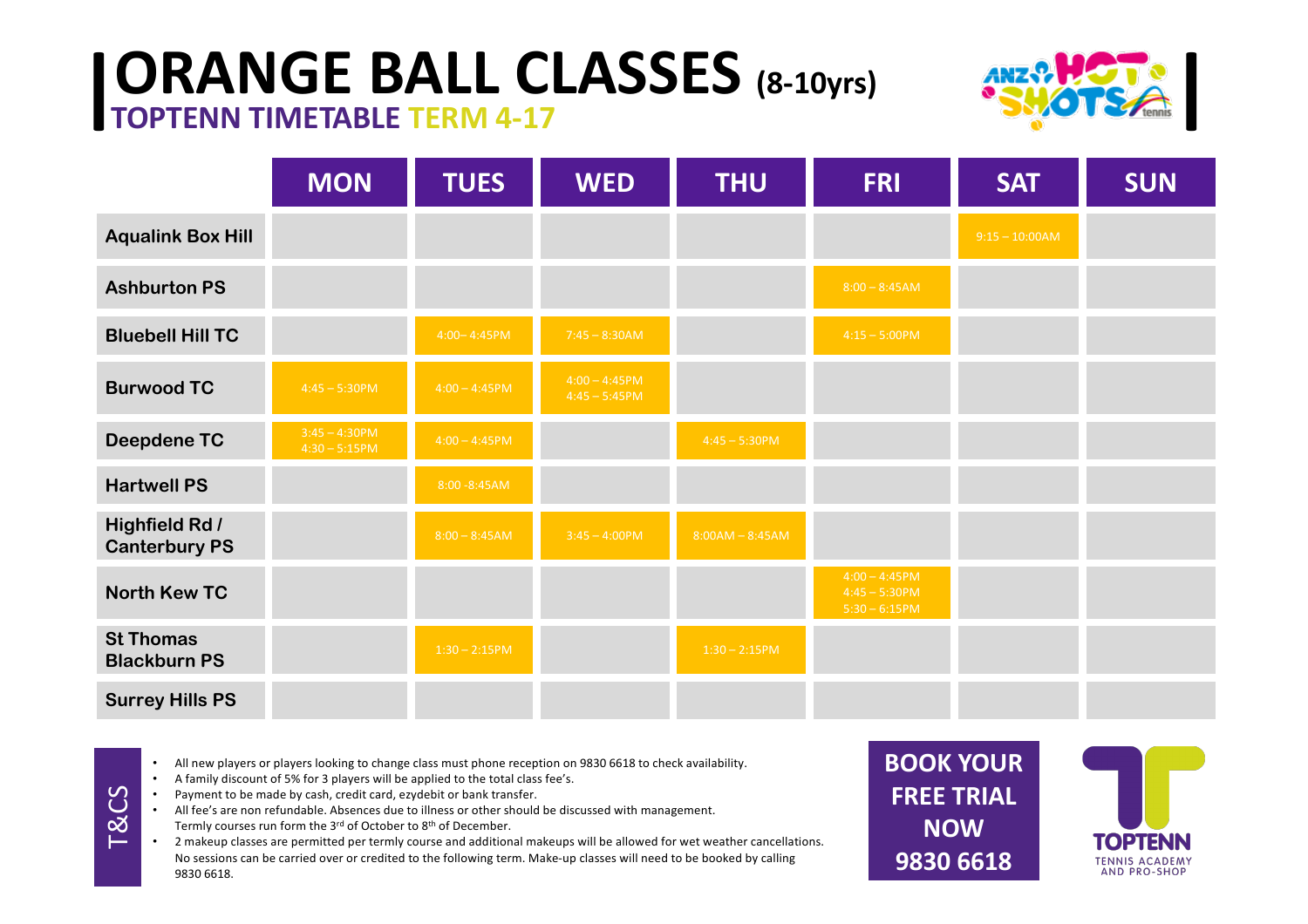# ORANGE BALL CLASSES (8-10yrs)

## TOPTENN TIMETABLE TERM 4-17

ANZ HOT SHOTS tennis

| | MON | TUES | WED | THU | FRI | SAT | SUN |
|---|---|---|---|---|---|---|---|
| Aqualink Box Hill | | | | | | 9:15 – 10:00AM | |
| Ashburton PS | | | | | 8:00 – 8:45AM | | |
| Bluebell Hill TC | | 4:00– 4:45PM | 7:45 – 8:30AM | | 4:15 – 5:00PM | | |
| Burwood TC | 4:45 – 5:30PM | 4:00 – 4:45PM | 4:00 – 4:45PM<br>4:45 – 5:45PM | | | | |
| Deepdene TC | 3:45 – 4:30PM<br>4:30 – 5:15PM | 4:00 – 4:45PM | | 4:45 – 5:30PM | | | |
| Hartwell PS | | 8:00 -8:45AM | | | | | |
| Highfield Rd / Canterbury PS | | 8:00 – 8:45AM | 3:45 – 4:00PM | 8:00AM – 8:45AM | | | |
| North Kew TC | | | | | 4:00 – 4:45PM<br>4:45 – 5:30PM<br>5:30 – 6:15PM | | |
| St Thomas Blackburn PS | | 1:30 – 2:15PM | | 1:30 – 2:15PM | | | |
| Surrey Hills PS | | | | | | | |

**T&CS**

- All new players or players looking to change class must phone reception on 9830 6618 to check availability.
- A family discount of 5% for 3 players will be applied to the total class fee's.
- Payment to be made by cash, credit card, ezydebit or bank transfer.
- All fee's are non refundable. Absences due to illness or other should be discussed with management. Termly courses run form the 3rd of October to 8th of December.
- 2 makeup classes are permitted per termly course and additional makeups will be allowed for wet weather cancellations. No sessions can be carried over or credited to the following term. Make-up classes will need to be booked by calling 9830 6618.

**BOOK YOUR FREE TRIAL NOW 9830 6618**

TOPTENN TENNIS ACADEMY AND PRO-SHOP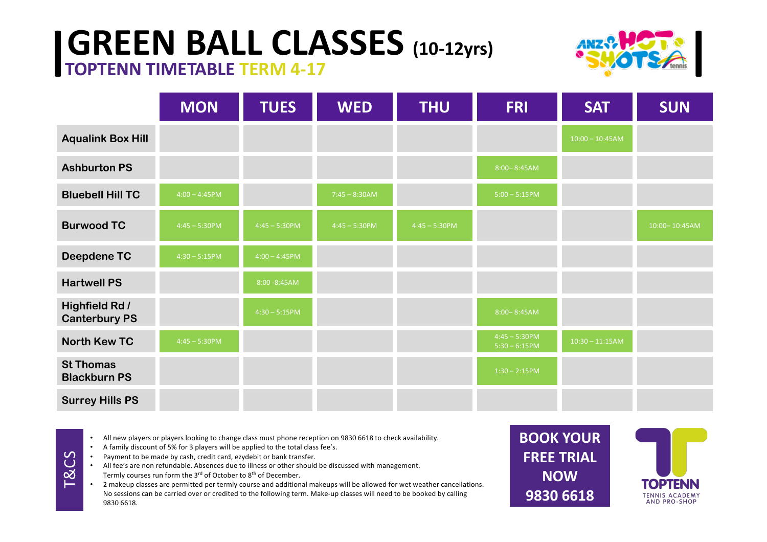# GREEN BALL CLASSES (10-12yrs)

## TOPTENN TIMETABLE TERM 4-17

| | MON | TUES | WED | THU | FRI | SAT | SUN |
|---|---|---|---|---|---|---|---|
| **Aqualink Box Hill** | | | | | | 10:00 – 10:45AM | |
| **Ashburton PS** | | | | | 8:00– 8:45AM | | |
| **Bluebell Hill TC** | 4:00 – 4:45PM | | 7:45 – 8:30AM | | 5:00 – 5:15PM | | |
| **Burwood TC** | 4:45 – 5:30PM | 4:45 – 5:30PM | 4:45 – 5:30PM | 4:45 – 5:30PM | | | 10:00– 10:45AM |
| **Deepdene TC** | 4:30 – 5:15PM | 4:00 – 4:45PM | | | | | |
| **Hartwell PS** | | 8:00 -8:45AM | | | | | |
| **Highfield Rd / Canterbury PS** | | 4:30 – 5:15PM | | | 8:00– 8:45AM | | |
| **North Kew TC** | 4:45 – 5:30PM | | | | 4:45 – 5:30PM<br>5:30 – 6:15PM | 10:30 – 11:15AM | |
| **St Thomas Blackburn PS** | | | | | 1:30 – 2:15PM | | |
| **Surrey Hills PS** | | | | | | | |

### T&CS

- All new players or players looking to change class must phone reception on 9830 6618 to check availability.
- A family discount of 5% for 3 players will be applied to the total class fee's.
- Payment to be made by cash, credit card, ezydebit or bank transfer.
- All fee's are non refundable. Absences due to illness or other should be discussed with management. Termly courses run form the 3rd of October to 8th of December.
- 2 makeup classes are permitted per termly course and additional makeups will be allowed for wet weather cancellations. No sessions can be carried over or credited to the following term. Make-up classes will need to be booked by calling 9830 6618.

**BOOK YOUR FREE TRIAL NOW 9830 6618**

TOPTENN TENNIS ACADEMY AND PRO-SHOP